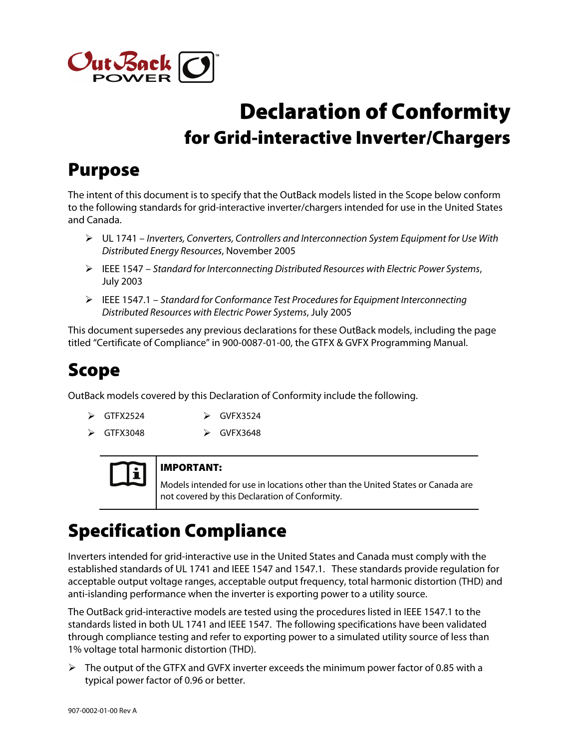# Declaration of Conformity

## for Grid-interactive Inverter/Chargers

## Purpose

The intent of this document is to specify that the OutBack models listed in the Scope below conform to the following standards for grid-interactive inverter/chargers intended for use in the United States and Canada.

- UL 1741 – *Inverters, Converters, Controllers and Interconnection System Equipment for Use With Distributed Energy Resources*, November 2005
- IEEE 1547 – *Standard for Interconnecting Distributed Resources with Electric Power Systems*, July 2003
- IEEE 1547.1 – *Standard for Conformance Test Procedures for Equipment Interconnecting Distributed Resources with Electric Power Systems*, July 2005

This document supersedes any previous declarations for these OutBack models, including the page titled "Certificate of Compliance" in 900-0087-01-00, the GTFX & GVFX Programming Manual.

## Scope

OutBack models covered by this Declaration of Conformity include the following.

- GTFX2524
- GTFX3048
- GVFX3524
- GVFX3648

**IMPORTANT:**

Models intended for use in locations other than the United States or Canada are not covered by this Declaration of Conformity.

## Specification Compliance

Inverters intended for grid-interactive use in the United States and Canada must comply with the established standards of UL 1741 and IEEE 1547 and 1547.1. These standards provide regulation for acceptable output voltage ranges, acceptable output frequency, total harmonic distortion (THD) and anti-islanding performance when the inverter is exporting power to a utility source.

The OutBack grid-interactive models are tested using the procedures listed in IEEE 1547.1 to the standards listed in both UL 1741 and IEEE 1547. The following specifications have been validated through compliance testing and refer to exporting power to a simulated utility source of less than 1% voltage total harmonic distortion (THD).

- The output of the GTFX and GVFX inverter exceeds the minimum power factor of 0.85 with a typical power factor of 0.96 or better.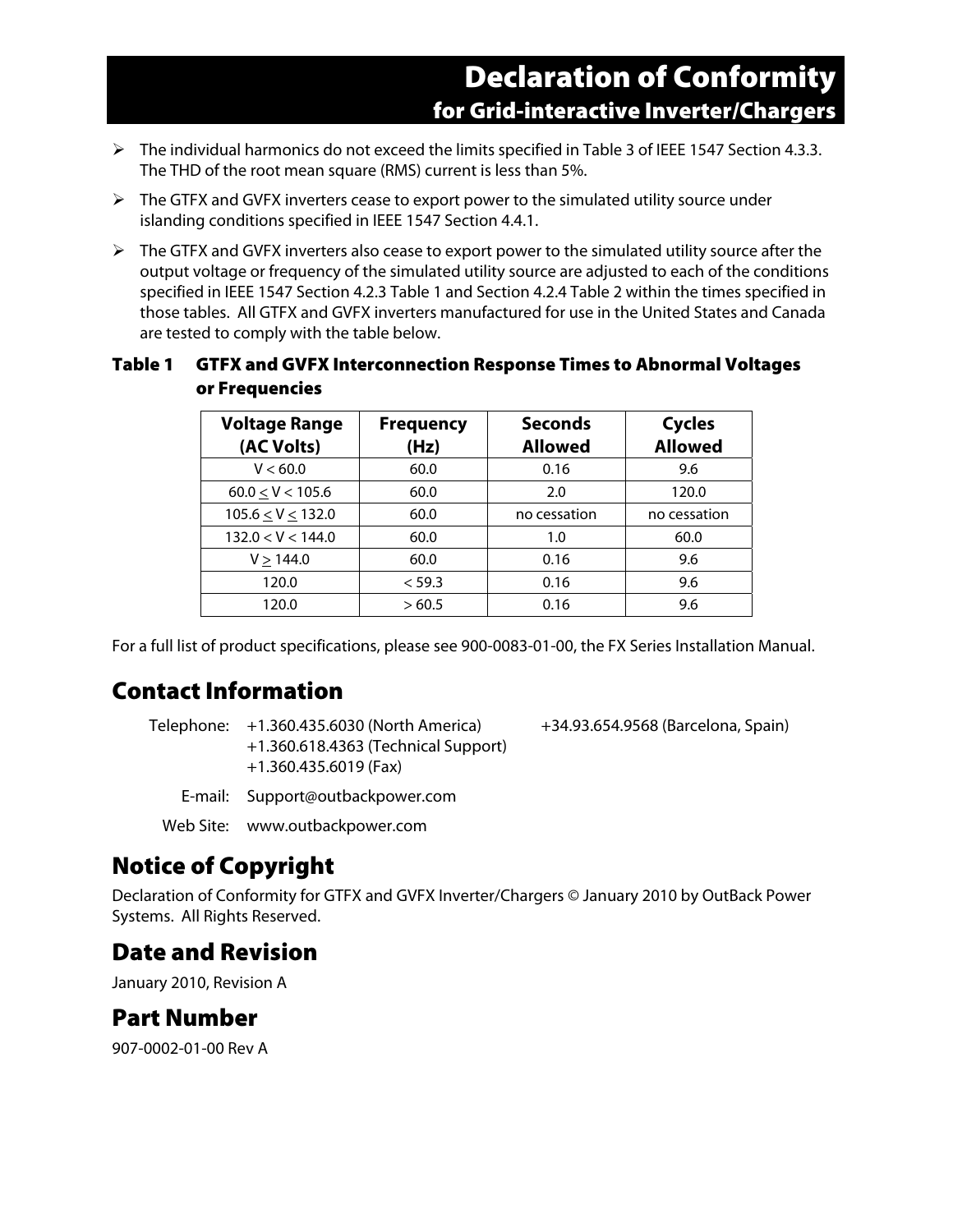# Declaration of Conformity
## for Grid-interactive Inverter/Chargers

- The individual harmonics do not exceed the limits specified in Table 3 of IEEE 1547 Section 4.3.3. The THD of the root mean square (RMS) current is less than 5%.
- The GTFX and GVFX inverters cease to export power to the simulated utility source under islanding conditions specified in IEEE 1547 Section 4.4.1.
- The GTFX and GVFX inverters also cease to export power to the simulated utility source after the output voltage or frequency of the simulated utility source are adjusted to each of the conditions specified in IEEE 1547 Section 4.2.3 Table 1 and Section 4.2.4 Table 2 within the times specified in those tables. All GTFX and GVFX inverters manufactured for use in the United States and Canada are tested to comply with the table below.

**Table 1 GTFX and GVFX Interconnection Response Times to Abnormal Voltages or Frequencies**

| Voltage Range (AC Volts) | Frequency (Hz) | Seconds Allowed | Cycles Allowed |
|---|---|---|---|
| V < 60.0 | 60.0 | 0.16 | 9.6 |
| 60.0 ≤ V < 105.6 | 60.0 | 2.0 | 120.0 |
| 105.6 ≤ V ≤ 132.0 | 60.0 | no cessation | no cessation |
| 132.0 < V < 144.0 | 60.0 | 1.0 | 60.0 |
| V ≥ 144.0 | 60.0 | 0.16 | 9.6 |
| 120.0 | < 59.3 | 0.16 | 9.6 |
| 120.0 | > 60.5 | 0.16 | 9.6 |

For a full list of product specifications, please see 900-0083-01-00, the FX Series Installation Manual.

## Contact Information

Telephone: +1.360.435.6030 (North America)
+1.360.618.4363 (Technical Support)
+1.360.435.6019 (Fax)
+34.93.654.9568 (Barcelona, Spain)

E-mail: Support@outbackpower.com

Web Site: www.outbackpower.com

## Notice of Copyright

Declaration of Conformity for GTFX and GVFX Inverter/Chargers © January 2010 by OutBack Power Systems. All Rights Reserved.

## Date and Revision

January 2010, Revision A

## Part Number

907-0002-01-00 Rev A